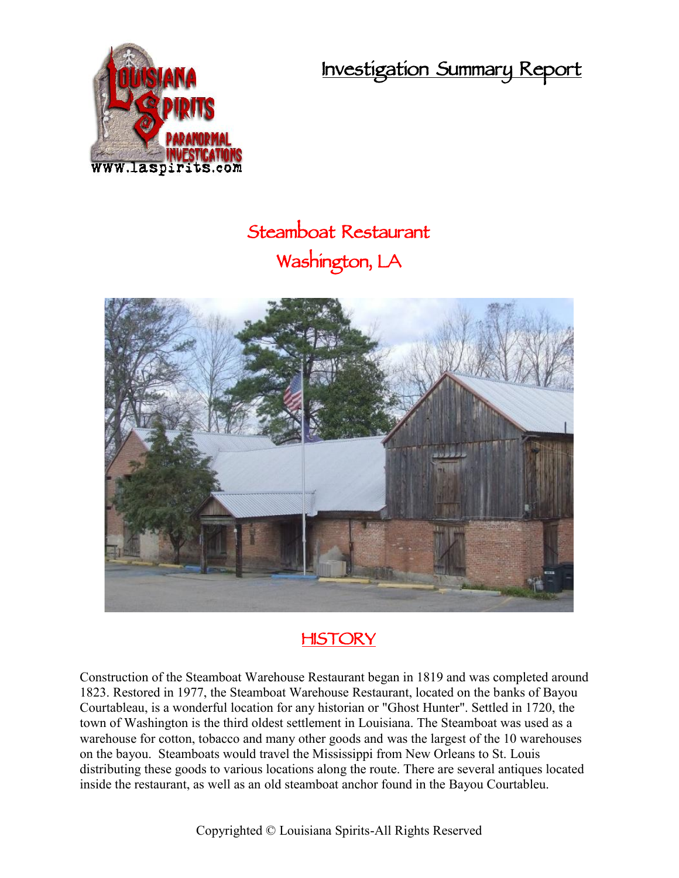# Investigation Summary Report

## Steamboat Restaurant
## Washington, LA

## HISTORY

Construction of the Steamboat Warehouse Restaurant began in 1819 and was completed around 1823. Restored in 1977, the Steamboat Warehouse Restaurant, located on the banks of Bayou Courtableau, is a wonderful location for any historian or "Ghost Hunter". Settled in 1720, the town of Washington is the third oldest settlement in Louisiana. The Steamboat was used as a warehouse for cotton, tobacco and many other goods and was the largest of the 10 warehouses on the bayou. Steamboats would travel the Mississippi from New Orleans to St. Louis distributing these goods to various locations along the route. There are several antiques located inside the restaurant, as well as an old steamboat anchor found in the Bayou Courtableu.

Copyrighted © Louisiana Spirits-All Rights Reserved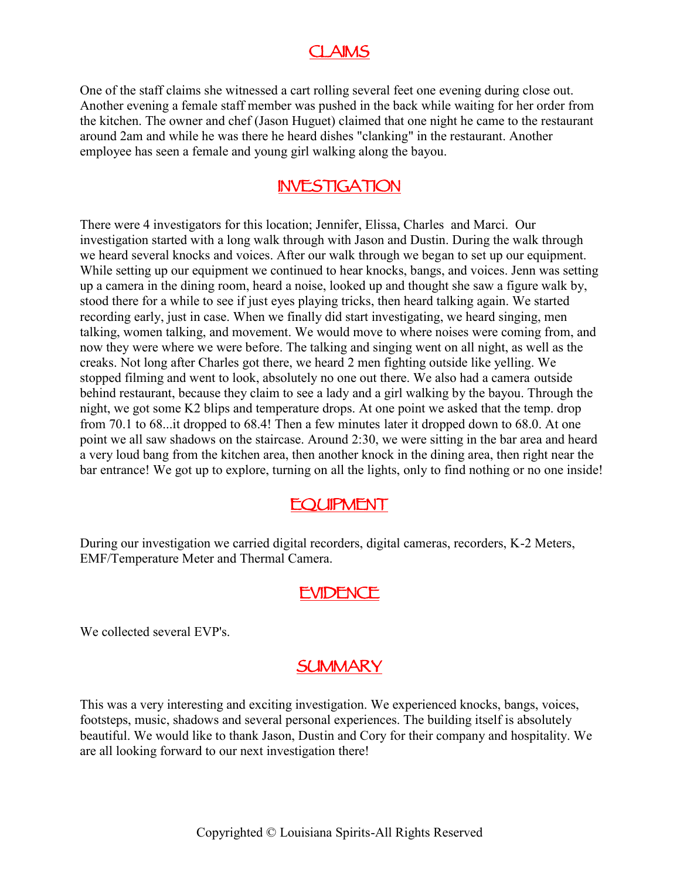## CLAIMS

One of the staff claims she witnessed a cart rolling several feet one evening during close out. Another evening a female staff member was pushed in the back while waiting for her order from the kitchen. The owner and chef (Jason Huguet) claimed that one night he came to the restaurant around 2am and while he was there he heard dishes "clanking" in the restaurant. Another employee has seen a female and young girl walking along the bayou.

## INVESTIGATION

There were 4 investigators for this location; Jennifer, Elissa, Charles and Marci. Our investigation started with a long walk through with Jason and Dustin. During the walk through we heard several knocks and voices. After our walk through we began to set up our equipment. While setting up our equipment we continued to hear knocks, bangs, and voices. Jenn was setting up a camera in the dining room, heard a noise, looked up and thought she saw a figure walk by, stood there for a while to see if just eyes playing tricks, then heard talking again. We started recording early, just in case. When we finally did start investigating, we heard singing, men talking, women talking, and movement. We would move to where noises were coming from, and now they were where we were before. The talking and singing went on all night, as well as the creaks. Not long after Charles got there, we heard 2 men fighting outside like yelling. We stopped filming and went to look, absolutely no one out there. We also had a camera outside behind restaurant, because they claim to see a lady and a girl walking by the bayou. Through the night, we got some K2 blips and temperature drops. At one point we asked that the temp. drop from 70.1 to 68...it dropped to 68.4! Then a few minutes later it dropped down to 68.0. At one point we all saw shadows on the staircase. Around 2:30, we were sitting in the bar area and heard a very loud bang from the kitchen area, then another knock in the dining area, then right near the bar entrance! We got up to explore, turning on all the lights, only to find nothing or no one inside!

## EQUIPMENT

During our investigation we carried digital recorders, digital cameras, recorders, K-2 Meters, EMF/Temperature Meter and Thermal Camera.

## EVIDENCE

We collected several EVP's.

## SUMMARY

This was a very interesting and exciting investigation. We experienced knocks, bangs, voices, footsteps, music, shadows and several personal experiences. The building itself is absolutely beautiful. We would like to thank Jason, Dustin and Cory for their company and hospitality. We are all looking forward to our next investigation there!

Copyrighted © Louisiana Spirits-All Rights Reserved